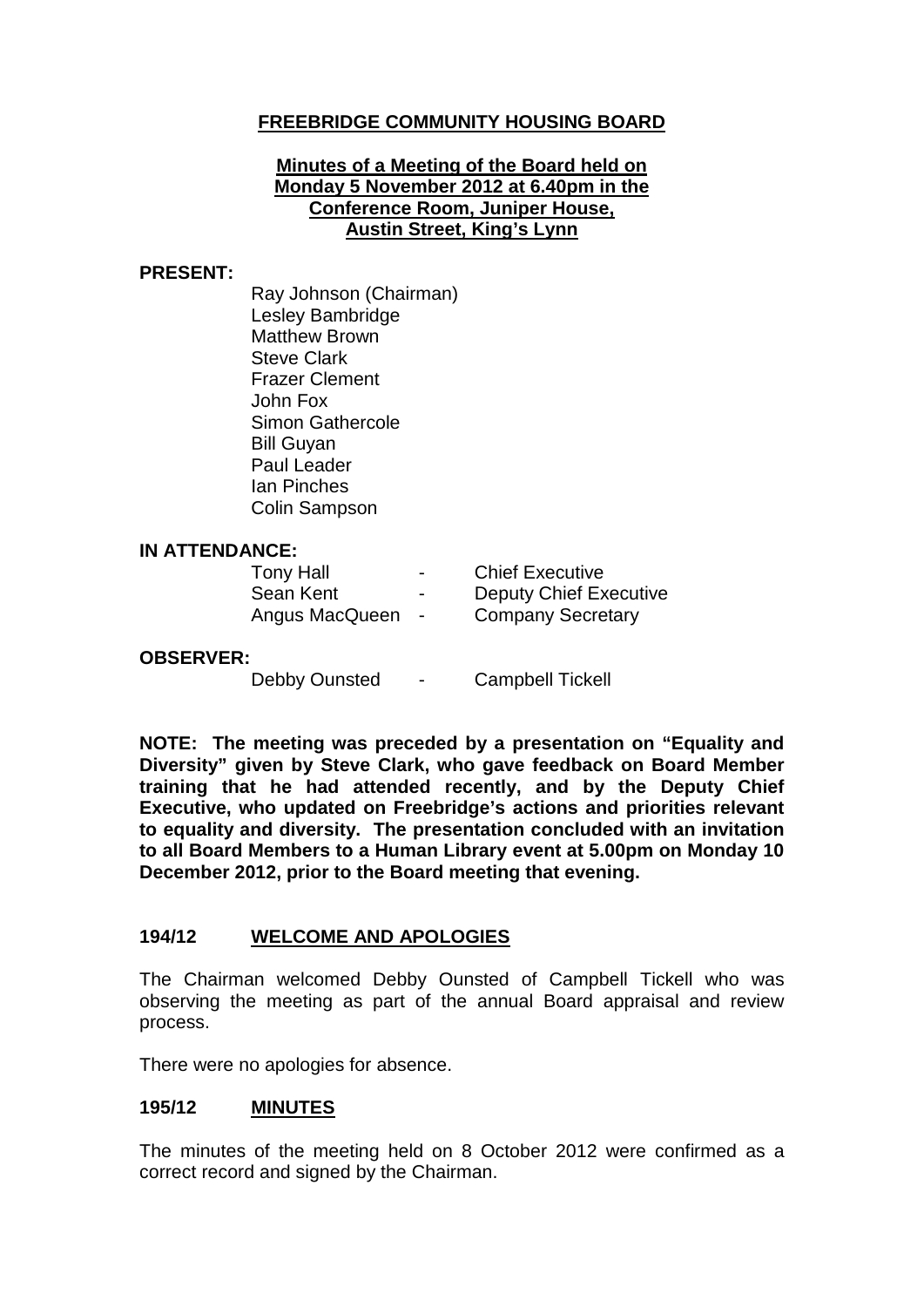# FREEBRIDGE COMMUNITY HOUSING BOARD

**Minutes of a Meeting of the Board held on Monday 5 November 2012 at 6.40pm in the Conference Room, Juniper House, Austin Street, King's Lynn**

**PRESENT:**

Ray Johnson (Chairman)
Lesley Bambridge
Matthew Brown
Steve Clark
Frazer Clement
John Fox
Simon Gathercole
Bill Guyan
Paul Leader
Ian Pinches
Colin Sampson

**IN ATTENDANCE:**

| | | |
|---|---|---|
| Tony Hall | - | Chief Executive |
| Sean Kent | - | Deputy Chief Executive |
| Angus MacQueen | - | Company Secretary |

**OBSERVER:**

| | | |
|---|---|---|
| Debby Ounsted | - | Campbell Tickell |

**NOTE: The meeting was preceded by a presentation on "Equality and Diversity" given by Steve Clark, who gave feedback on Board Member training that he had attended recently, and by the Deputy Chief Executive, who updated on Freebridge's actions and priorities relevant to equality and diversity. The presentation concluded with an invitation to all Board Members to a Human Library event at 5.00pm on Monday 10 December 2012, prior to the Board meeting that evening.**

## 194/12 WELCOME AND APOLOGIES

The Chairman welcomed Debby Ounsted of Campbell Tickell who was observing the meeting as part of the annual Board appraisal and review process.

There were no apologies for absence.

## 195/12 MINUTES

The minutes of the meeting held on 8 October 2012 were confirmed as a correct record and signed by the Chairman.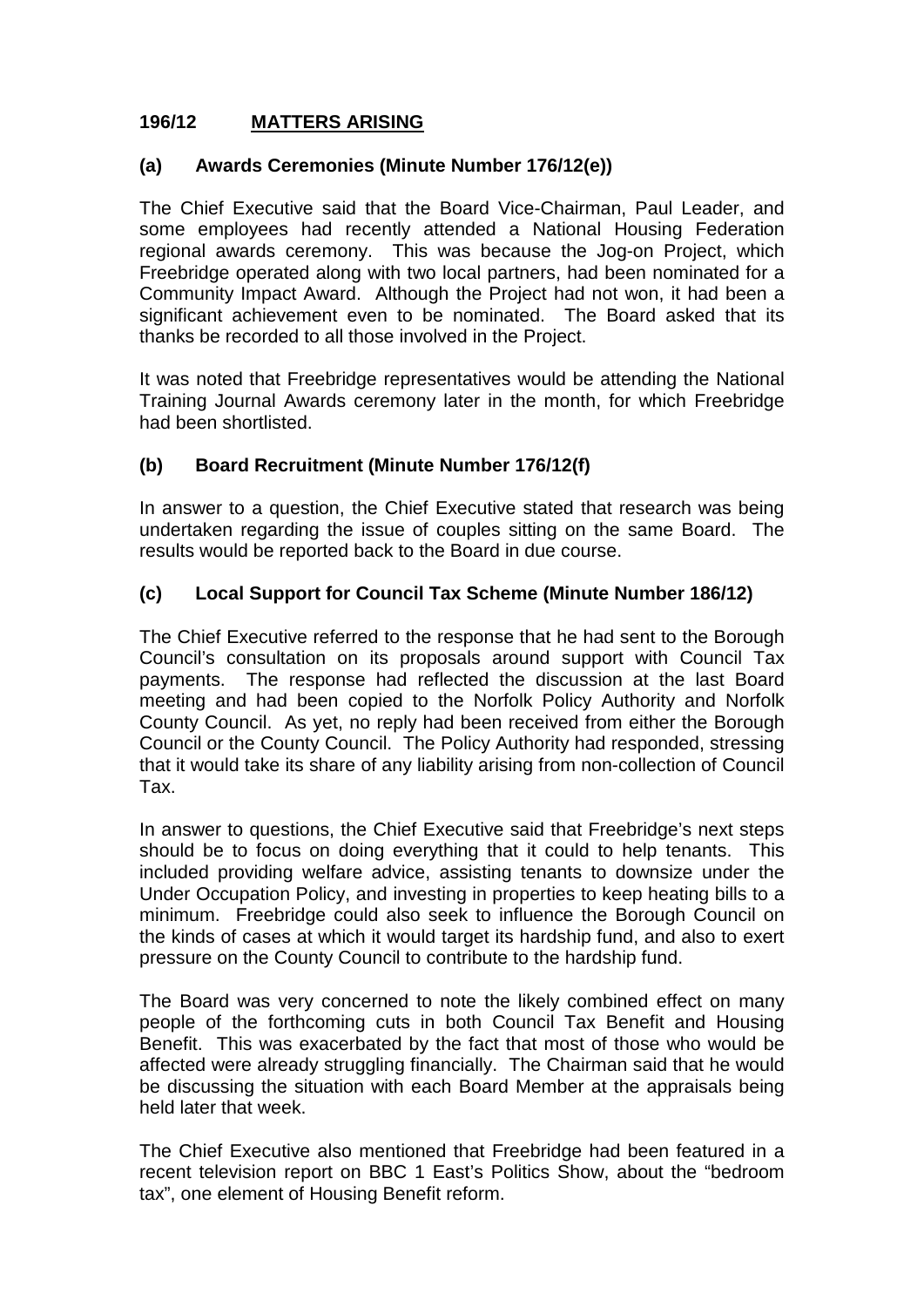## 196/12 MATTERS ARISING

### (a) Awards Ceremonies (Minute Number 176/12(e))

The Chief Executive said that the Board Vice-Chairman, Paul Leader, and some employees had recently attended a National Housing Federation regional awards ceremony. This was because the Jog-on Project, which Freebridge operated along with two local partners, had been nominated for a Community Impact Award. Although the Project had not won, it had been a significant achievement even to be nominated. The Board asked that its thanks be recorded to all those involved in the Project.

It was noted that Freebridge representatives would be attending the National Training Journal Awards ceremony later in the month, for which Freebridge had been shortlisted.

### (b) Board Recruitment (Minute Number 176/12(f)

In answer to a question, the Chief Executive stated that research was being undertaken regarding the issue of couples sitting on the same Board. The results would be reported back to the Board in due course.

### (c) Local Support for Council Tax Scheme (Minute Number 186/12)

The Chief Executive referred to the response that he had sent to the Borough Council's consultation on its proposals around support with Council Tax payments. The response had reflected the discussion at the last Board meeting and had been copied to the Norfolk Policy Authority and Norfolk County Council. As yet, no reply had been received from either the Borough Council or the County Council. The Policy Authority had responded, stressing that it would take its share of any liability arising from non-collection of Council Tax.

In answer to questions, the Chief Executive said that Freebridge's next steps should be to focus on doing everything that it could to help tenants. This included providing welfare advice, assisting tenants to downsize under the Under Occupation Policy, and investing in properties to keep heating bills to a minimum. Freebridge could also seek to influence the Borough Council on the kinds of cases at which it would target its hardship fund, and also to exert pressure on the County Council to contribute to the hardship fund.

The Board was very concerned to note the likely combined effect on many people of the forthcoming cuts in both Council Tax Benefit and Housing Benefit. This was exacerbated by the fact that most of those who would be affected were already struggling financially. The Chairman said that he would be discussing the situation with each Board Member at the appraisals being held later that week.

The Chief Executive also mentioned that Freebridge had been featured in a recent television report on BBC 1 East's Politics Show, about the "bedroom tax", one element of Housing Benefit reform.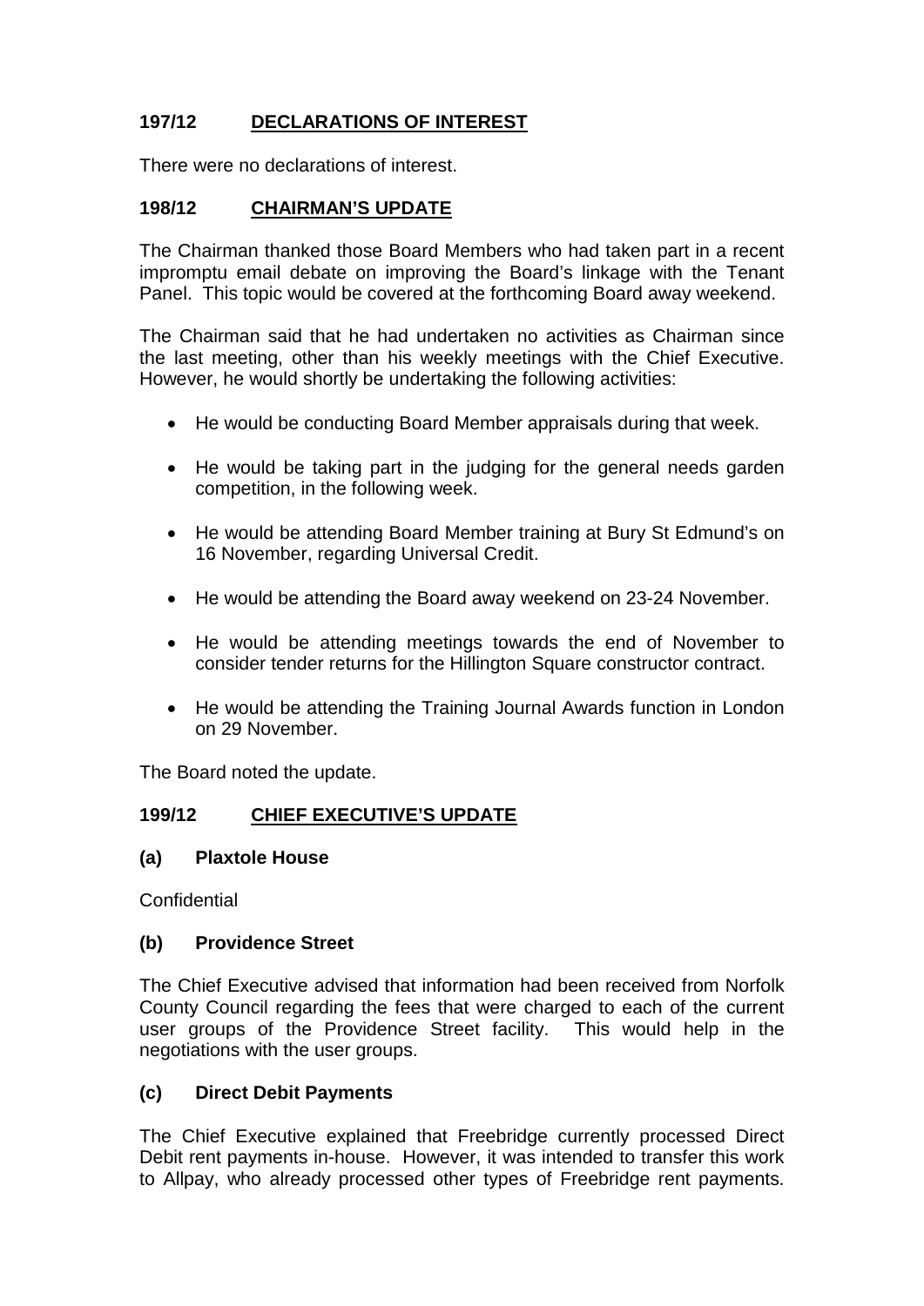## 197/12 DECLARATIONS OF INTEREST

There were no declarations of interest.

## 198/12 CHAIRMAN'S UPDATE

The Chairman thanked those Board Members who had taken part in a recent impromptu email debate on improving the Board's linkage with the Tenant Panel. This topic would be covered at the forthcoming Board away weekend.

The Chairman said that he had undertaken no activities as Chairman since the last meeting, other than his weekly meetings with the Chief Executive. However, he would shortly be undertaking the following activities:

- He would be conducting Board Member appraisals during that week.
- He would be taking part in the judging for the general needs garden competition, in the following week.
- He would be attending Board Member training at Bury St Edmund's on 16 November, regarding Universal Credit.
- He would be attending the Board away weekend on 23-24 November.
- He would be attending meetings towards the end of November to consider tender returns for the Hillington Square constructor contract.
- He would be attending the Training Journal Awards function in London on 29 November.

The Board noted the update.

## 199/12 CHIEF EXECUTIVE'S UPDATE

### (a) Plaxtole House

Confidential

### (b) Providence Street

The Chief Executive advised that information had been received from Norfolk County Council regarding the fees that were charged to each of the current user groups of the Providence Street facility. This would help in the negotiations with the user groups.

### (c) Direct Debit Payments

The Chief Executive explained that Freebridge currently processed Direct Debit rent payments in-house. However, it was intended to transfer this work to Allpay, who already processed other types of Freebridge rent payments.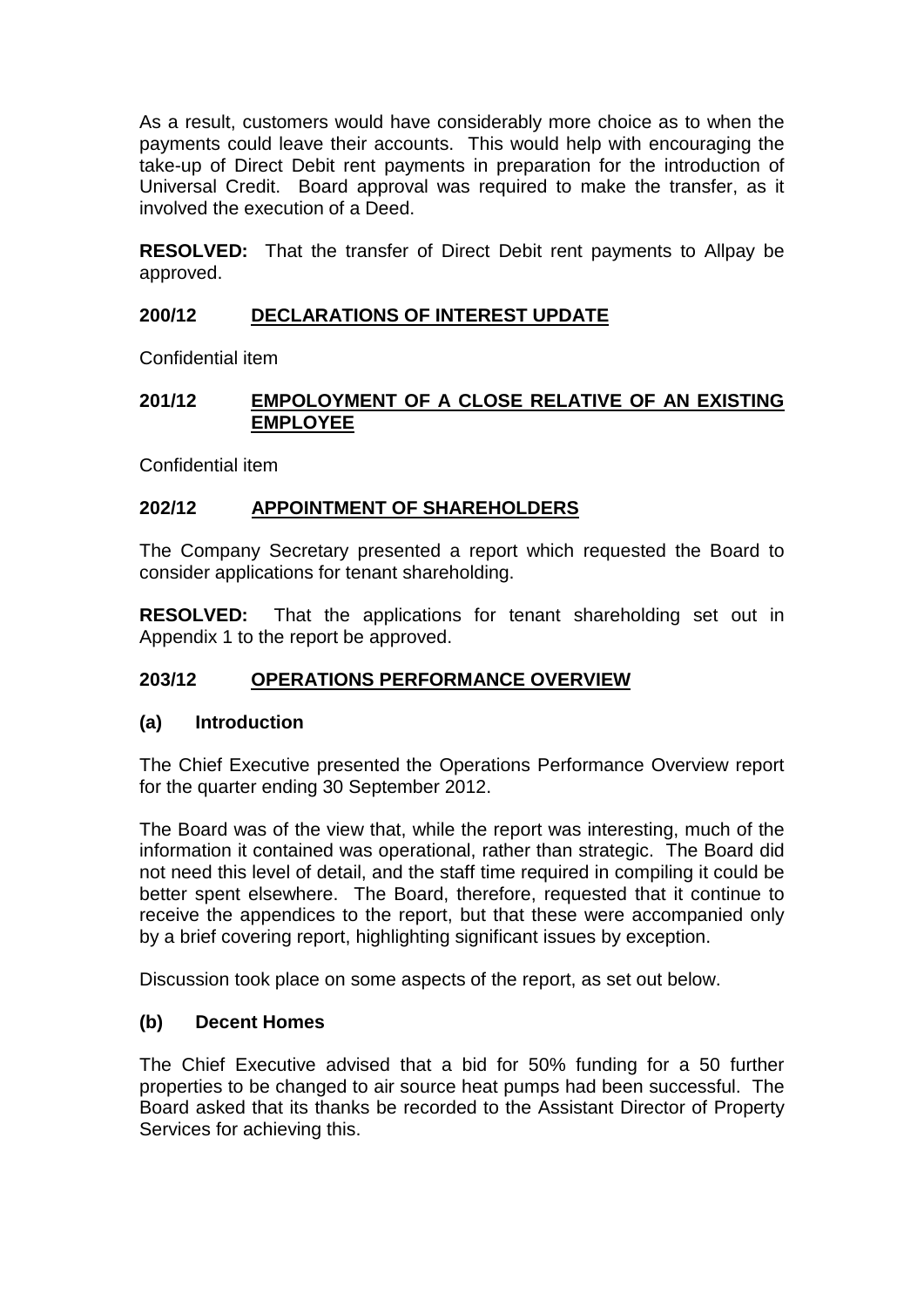As a result, customers would have considerably more choice as to when the payments could leave their accounts. This would help with encouraging the take-up of Direct Debit rent payments in preparation for the introduction of Universal Credit. Board approval was required to make the transfer, as it involved the execution of a Deed.

**RESOLVED:** That the transfer of Direct Debit rent payments to Allpay be approved.

## 200/12 DECLARATIONS OF INTEREST UPDATE

Confidential item

## 201/12 EMPOLOYMENT OF A CLOSE RELATIVE OF AN EXISTING EMPLOYEE

Confidential item

## 202/12 APPOINTMENT OF SHAREHOLDERS

The Company Secretary presented a report which requested the Board to consider applications for tenant shareholding.

**RESOLVED:** That the applications for tenant shareholding set out in Appendix 1 to the report be approved.

## 203/12 OPERATIONS PERFORMANCE OVERVIEW

### (a) Introduction

The Chief Executive presented the Operations Performance Overview report for the quarter ending 30 September 2012.

The Board was of the view that, while the report was interesting, much of the information it contained was operational, rather than strategic. The Board did not need this level of detail, and the staff time required in compiling it could be better spent elsewhere. The Board, therefore, requested that it continue to receive the appendices to the report, but that these were accompanied only by a brief covering report, highlighting significant issues by exception.

Discussion took place on some aspects of the report, as set out below.

### (b) Decent Homes

The Chief Executive advised that a bid for 50% funding for a 50 further properties to be changed to air source heat pumps had been successful. The Board asked that its thanks be recorded to the Assistant Director of Property Services for achieving this.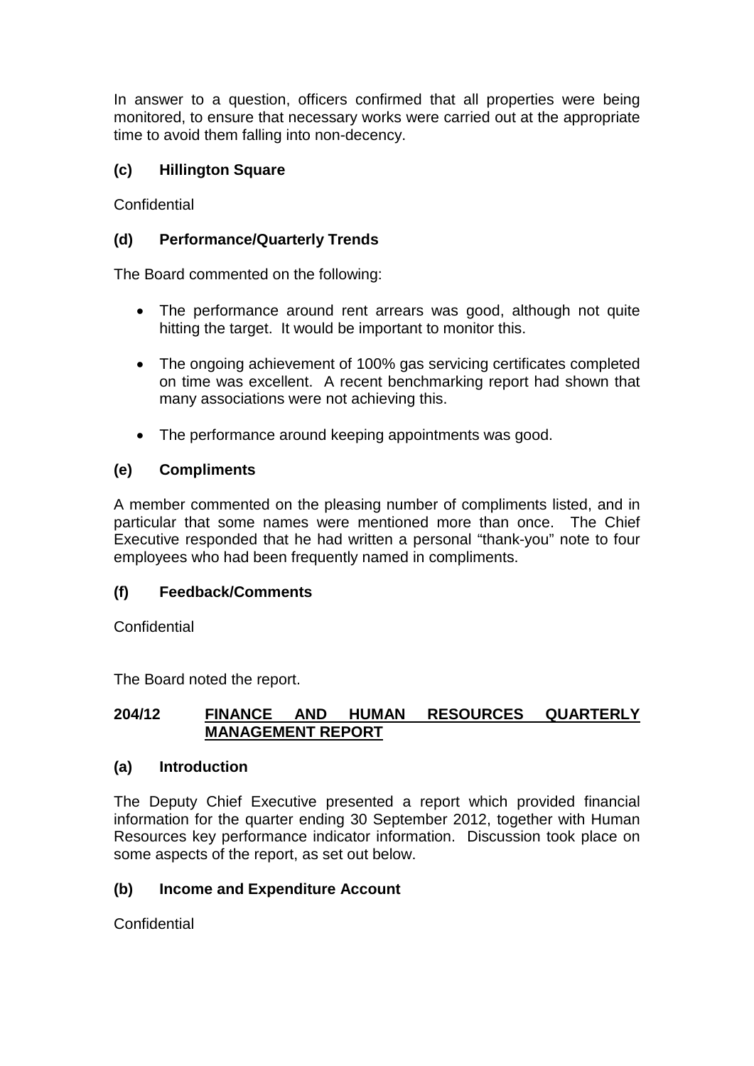In answer to a question, officers confirmed that all properties were being monitored, to ensure that necessary works were carried out at the appropriate time to avoid them falling into non-decency.

### (c) Hillington Square

Confidential

### (d) Performance/Quarterly Trends

The Board commented on the following:

- The performance around rent arrears was good, although not quite hitting the target. It would be important to monitor this.
- The ongoing achievement of 100% gas servicing certificates completed on time was excellent. A recent benchmarking report had shown that many associations were not achieving this.
- The performance around keeping appointments was good.

### (e) Compliments

A member commented on the pleasing number of compliments listed, and in particular that some names were mentioned more than once. The Chief Executive responded that he had written a personal "thank-you" note to four employees who had been frequently named in compliments.

### (f) Feedback/Comments

Confidential

The Board noted the report.

## 204/12 FINANCE AND HUMAN RESOURCES QUARTERLY MANAGEMENT REPORT

### (a) Introduction

The Deputy Chief Executive presented a report which provided financial information for the quarter ending 30 September 2012, together with Human Resources key performance indicator information. Discussion took place on some aspects of the report, as set out below.

### (b) Income and Expenditure Account

Confidential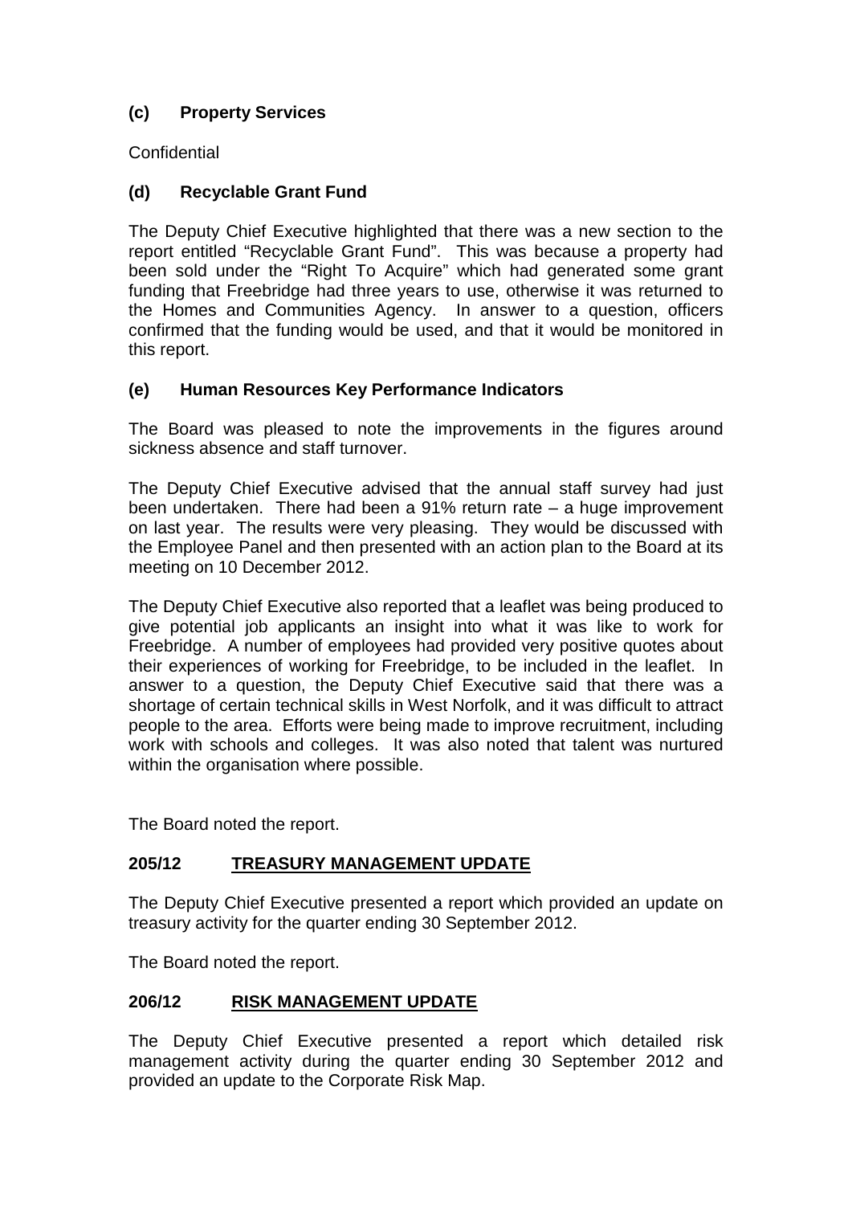### (c) Property Services

Confidential

### (d) Recyclable Grant Fund

The Deputy Chief Executive highlighted that there was a new section to the report entitled "Recyclable Grant Fund". This was because a property had been sold under the "Right To Acquire" which had generated some grant funding that Freebridge had three years to use, otherwise it was returned to the Homes and Communities Agency. In answer to a question, officers confirmed that the funding would be used, and that it would be monitored in this report.

### (e) Human Resources Key Performance Indicators

The Board was pleased to note the improvements in the figures around sickness absence and staff turnover.

The Deputy Chief Executive advised that the annual staff survey had just been undertaken. There had been a 91% return rate – a huge improvement on last year. The results were very pleasing. They would be discussed with the Employee Panel and then presented with an action plan to the Board at its meeting on 10 December 2012.

The Deputy Chief Executive also reported that a leaflet was being produced to give potential job applicants an insight into what it was like to work for Freebridge. A number of employees had provided very positive quotes about their experiences of working for Freebridge, to be included in the leaflet. In answer to a question, the Deputy Chief Executive said that there was a shortage of certain technical skills in West Norfolk, and it was difficult to attract people to the area. Efforts were being made to improve recruitment, including work with schools and colleges. It was also noted that talent was nurtured within the organisation where possible.

The Board noted the report.

## 205/12 TREASURY MANAGEMENT UPDATE

The Deputy Chief Executive presented a report which provided an update on treasury activity for the quarter ending 30 September 2012.

The Board noted the report.

## 206/12 RISK MANAGEMENT UPDATE

The Deputy Chief Executive presented a report which detailed risk management activity during the quarter ending 30 September 2012 and provided an update to the Corporate Risk Map.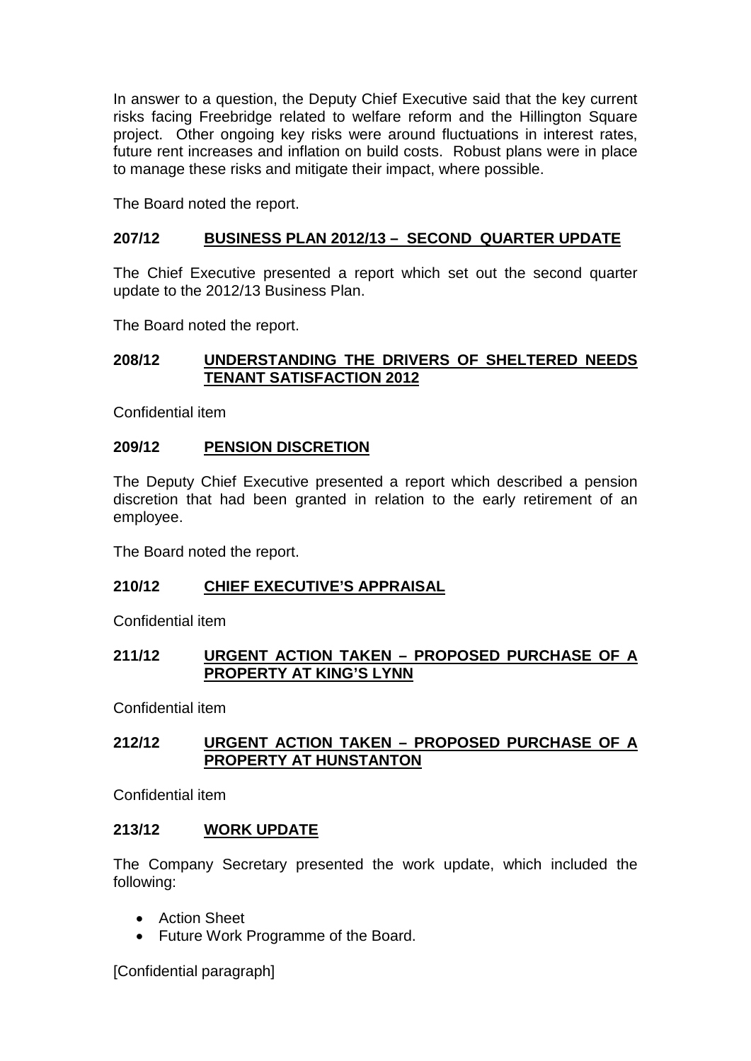In answer to a question, the Deputy Chief Executive said that the key current risks facing Freebridge related to welfare reform and the Hillington Square project. Other ongoing key risks were around fluctuations in interest rates, future rent increases and inflation on build costs. Robust plans were in place to manage these risks and mitigate their impact, where possible.

The Board noted the report.

**207/12 BUSINESS PLAN 2012/13 – SECOND QUARTER UPDATE**

The Chief Executive presented a report which set out the second quarter update to the 2012/13 Business Plan.

The Board noted the report.

**208/12 UNDERSTANDING THE DRIVERS OF SHELTERED NEEDS TENANT SATISFACTION 2012**

Confidential item

**209/12 PENSION DISCRETION**

The Deputy Chief Executive presented a report which described a pension discretion that had been granted in relation to the early retirement of an employee.

The Board noted the report.

**210/12 CHIEF EXECUTIVE'S APPRAISAL**

Confidential item

**211/12 URGENT ACTION TAKEN – PROPOSED PURCHASE OF A PROPERTY AT KING'S LYNN**

Confidential item

**212/12 URGENT ACTION TAKEN – PROPOSED PURCHASE OF A PROPERTY AT HUNSTANTON**

Confidential item

**213/12 WORK UPDATE**

The Company Secretary presented the work update, which included the following:

- Action Sheet
- Future Work Programme of the Board.

[Confidential paragraph]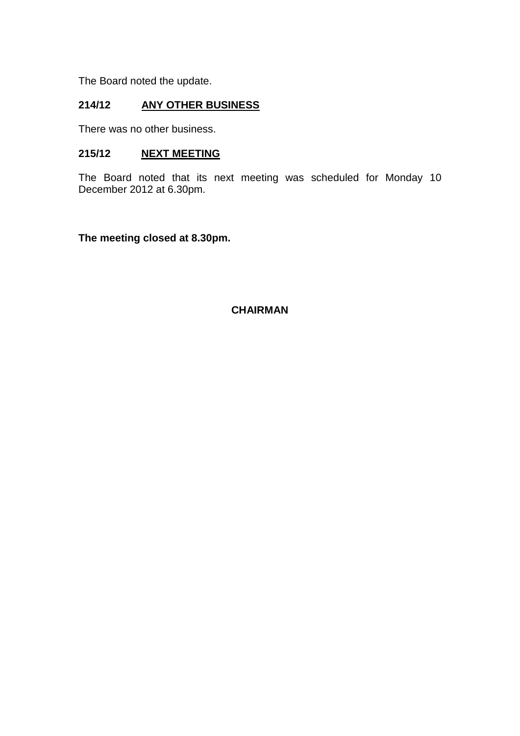The Board noted the update.

**214/12 ANY OTHER BUSINESS**

There was no other business.

**215/12 NEXT MEETING**

The Board noted that its next meeting was scheduled for Monday 10 December 2012 at 6.30pm.

**The meeting closed at 8.30pm.**

**CHAIRMAN**